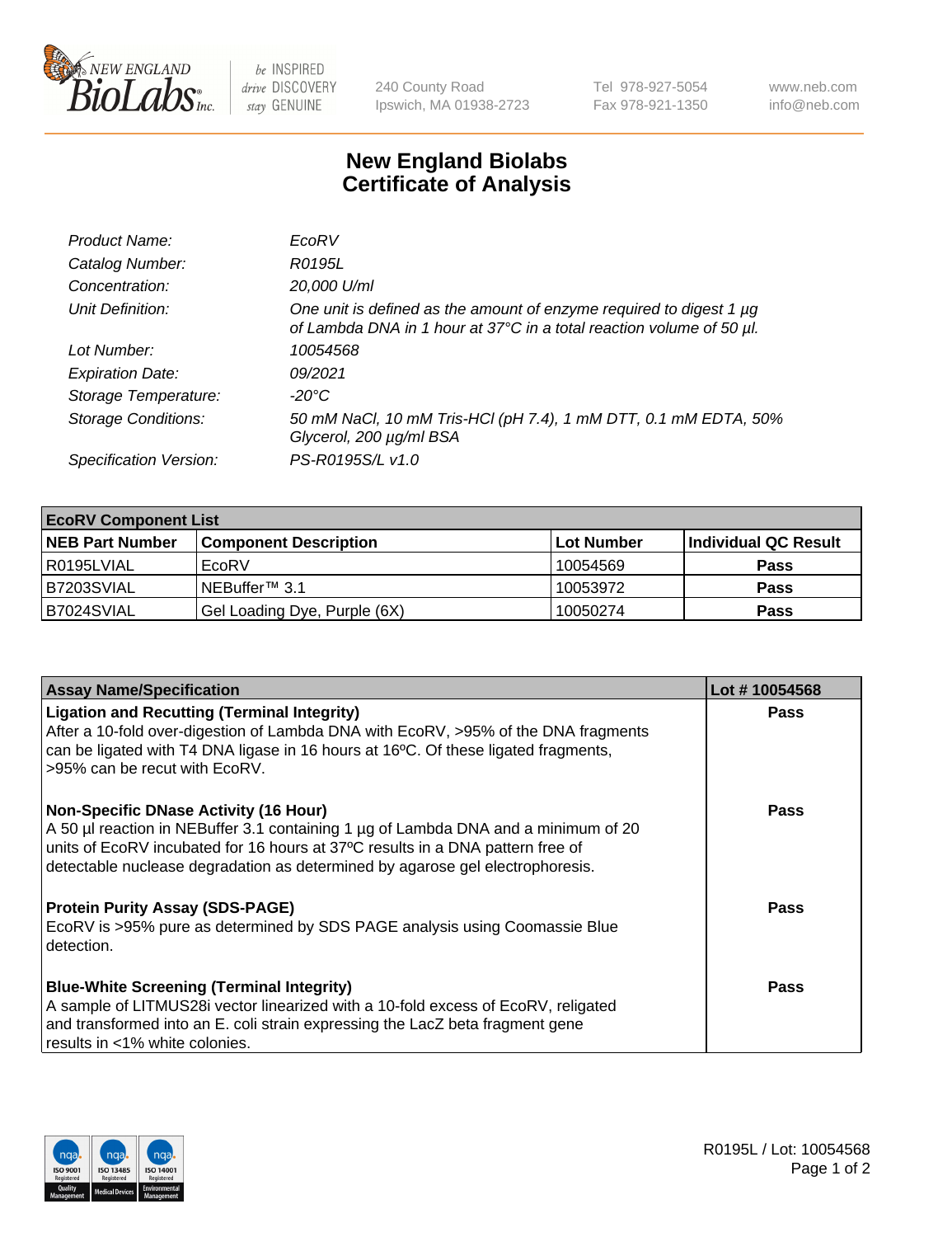New England BioLabs Inc. — be INSPIRED drive DISCOVERY stay GENUINE

240 County Road
Ipswich, MA 01938-2723

Tel 978-927-5054
Fax 978-921-1350

www.neb.com
info@neb.com

# New England Biolabs Certificate of Analysis

| | |
|---|---|
| *Product Name:* | *EcoRV* |
| *Catalog Number:* | *R0195L* |
| *Concentration:* | *20,000 U/ml* |
| *Unit Definition:* | *One unit is defined as the amount of enzyme required to digest 1 µg of Lambda DNA in 1 hour at 37°C in a total reaction volume of 50 µl.* |
| *Lot Number:* | *10054568* |
| *Expiration Date:* | *09/2021* |
| *Storage Temperature:* | *-20°C* |
| *Storage Conditions:* | *50 mM NaCl, 10 mM Tris-HCl (pH 7.4), 1 mM DTT, 0.1 mM EDTA, 50% Glycerol, 200 µg/ml BSA* |
| *Specification Version:* | *PS-R0195S/L v1.0* |

| **EcoRV Component List** | | | |
|---|---|---|---|
| **NEB Part Number** | **Component Description** | **Lot Number** | **Individual QC Result** |
| R0195LVIAL | EcoRV | 10054569 | **Pass** |
| B7203SVIAL | NEBuffer™ 3.1 | 10053972 | **Pass** |
| B7024SVIAL | Gel Loading Dye, Purple (6X) | 10050274 | **Pass** |

| **Assay Name/Specification** | **Lot # 10054568** |
|---|---|
| **Ligation and Recutting (Terminal Integrity)** After a 10-fold over-digestion of Lambda DNA with EcoRV, >95% of the DNA fragments can be ligated with T4 DNA ligase in 16 hours at 16ºC. Of these ligated fragments, >95% can be recut with EcoRV. | **Pass** |
| **Non-Specific DNase Activity (16 Hour)** A 50 µl reaction in NEBuffer 3.1 containing 1 µg of Lambda DNA and a minimum of 20 units of EcoRV incubated for 16 hours at 37ºC results in a DNA pattern free of detectable nuclease degradation as determined by agarose gel electrophoresis. | **Pass** |
| **Protein Purity Assay (SDS-PAGE)** EcoRV is >95% pure as determined by SDS PAGE analysis using Coomassie Blue detection. | **Pass** |
| **Blue-White Screening (Terminal Integrity)** A sample of LITMUS28i vector linearized with a 10-fold excess of EcoRV, religated and transformed into an E. coli strain expressing the LacZ beta fragment gene results in <1% white colonies. | **Pass** |

R0195L / Lot: 10054568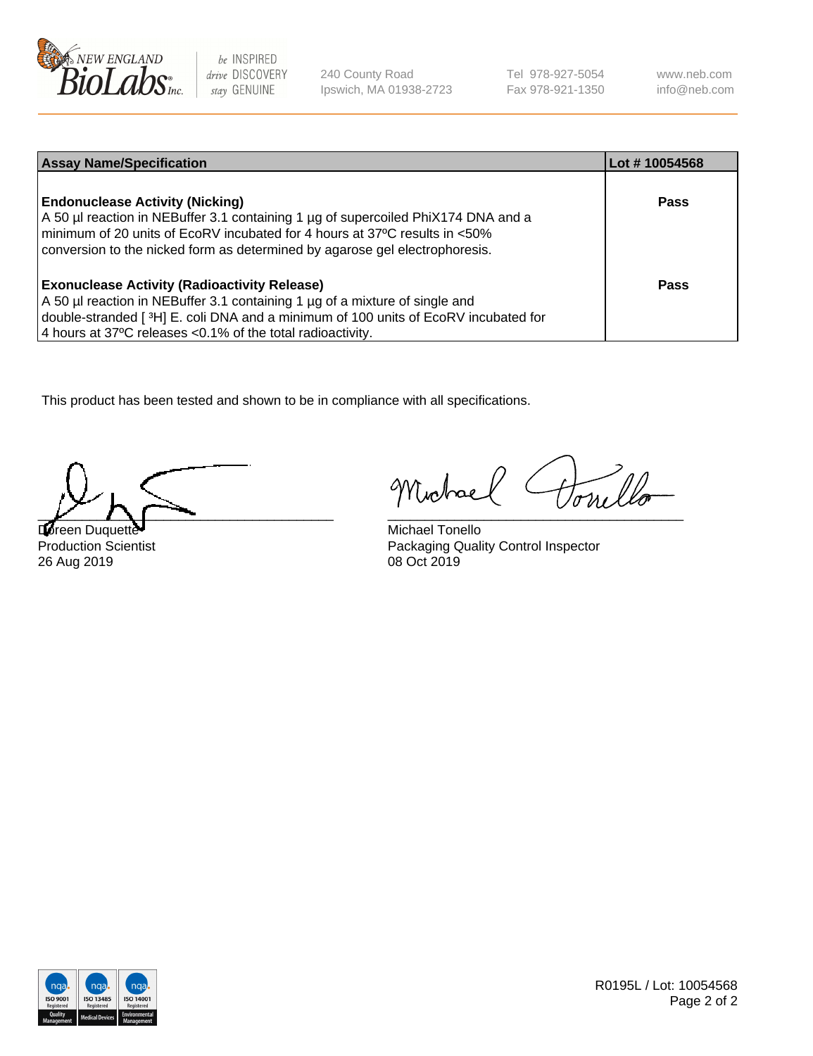| Assay Name/Specification | Lot # 10054568 |
|---|---|
| **Endonuclease Activity (Nicking)**<br>A 50 µl reaction in NEBuffer 3.1 containing 1 µg of supercoiled PhiX174 DNA and a minimum of 20 units of EcoRV incubated for 4 hours at 37ºC results in <50% conversion to the nicked form as determined by agarose gel electrophoresis. | **Pass** |
| **Exonuclease Activity (Radioactivity Release)**<br>A 50 µl reaction in NEBuffer 3.1 containing 1 µg of a mixture of single and double-stranded [ $^3$H] E. coli DNA and a minimum of 100 units of EcoRV incubated for 4 hours at 37ºC releases <0.1% of the total radioactivity. | **Pass** |

This product has been tested and shown to be in compliance with all specifications.

Doreen Duquette
Production Scientist
26 Aug 2019

Michael Tonello
Packaging Quality Control Inspector
08 Oct 2019

R0195L / Lot: 10054568